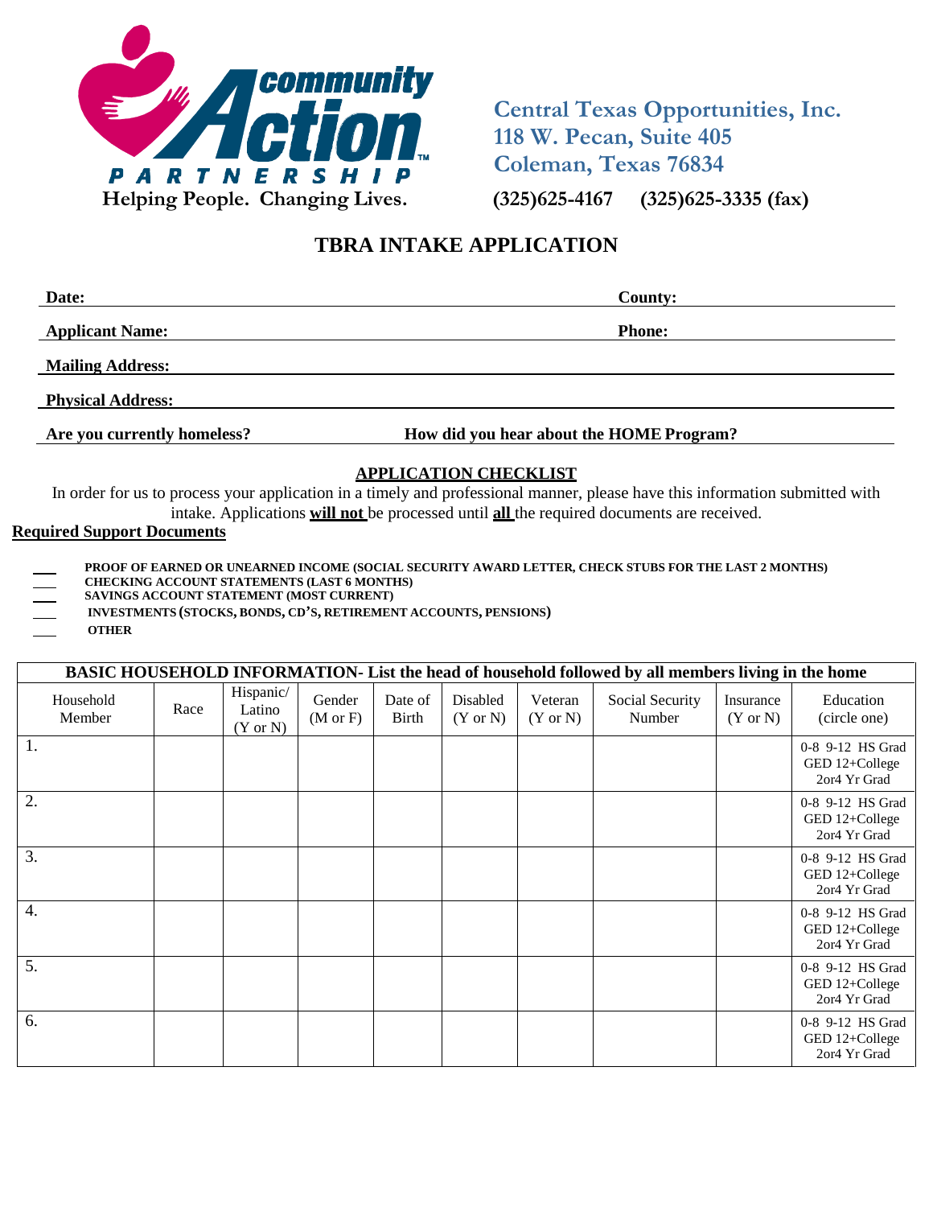community Action PARTNERSHIP

Helping People. Changing Lives.

Central Texas Opportunities, Inc.
118 W. Pecan, Suite 405
Coleman, Texas 76834
(325)625-4167 (325)625-3335 (fax)

# TBRA INTAKE APPLICATION

**Date:** ______________________________ **County:** ______________________________

**Applicant Name:** ______________________________ **Phone:** ______________________________

**Mailing Address:** ______________________________________________________________

**Physical Address:** ______________________________________________________________

**Are you currently homeless?** ______________ **How did you hear about the HOME Program?** ______________

## APPLICATION CHECKLIST

In order for us to process your application in a timely and professional manner, please have this information submitted with intake. Applications **will not** be processed until **all** the required documents are received.

**Required Support Documents**

- ___ **PROOF OF EARNED OR UNEARNED INCOME (SOCIAL SECURITY AWARD LETTER, CHECK STUBS FOR THE LAST 2 MONTHS)**
- ___ **CHECKING ACCOUNT STATEMENTS (LAST 6 MONTHS)**
- ___ **SAVINGS ACCOUNT STATEMENT (MOST CURRENT)**
- ___ **INVESTMENTS (STOCKS, BONDS, CD'S, RETIREMENT ACCOUNTS, PENSIONS)**
- ___ **OTHER**

| BASIC HOUSEHOLD INFORMATION- List the head of household followed by all members living in the home | | | | | | | | | |
|---|---|---|---|---|---|---|---|---|---|
| Household Member | Race | Hispanic/ Latino (Y or N) | Gender (M or F) | Date of Birth | Disabled (Y or N) | Veteran (Y or N) | Social Security Number | Insurance (Y or N) | Education (circle one) |
| 1. | | | | | | | | | 0-8 9-12 HS Grad GED 12+College 2or4 Yr Grad |
| 2. | | | | | | | | | 0-8 9-12 HS Grad GED 12+College 2or4 Yr Grad |
| 3. | | | | | | | | | 0-8 9-12 HS Grad GED 12+College 2or4 Yr Grad |
| 4. | | | | | | | | | 0-8 9-12 HS Grad GED 12+College 2or4 Yr Grad |
| 5. | | | | | | | | | 0-8 9-12 HS Grad GED 12+College 2or4 Yr Grad |
| 6. | | | | | | | | | 0-8 9-12 HS Grad GED 12+College 2or4 Yr Grad |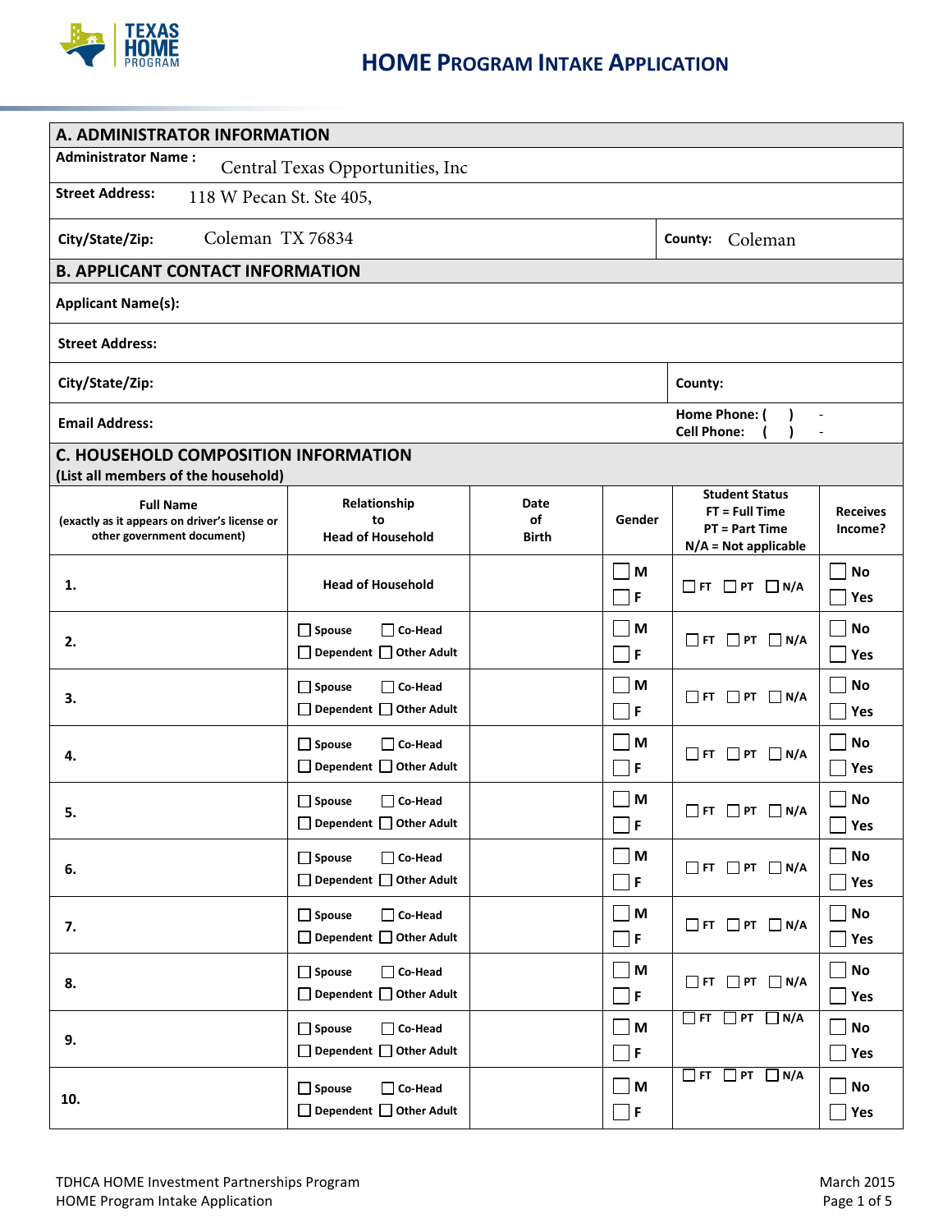# HOME PROGRAM INTAKE APPLICATION

## A. ADMINISTRATOR INFORMATION

| | |
|---|---|
| **Administrator Name :** Central Texas Opportunities, Inc | |
| **Street Address:** 118 W Pecan St. Ste 405, | |
| **City/State/Zip:** Coleman TX 76834 | **County:** Coleman |

## B. APPLICANT CONTACT INFORMATION

| | |
|---|---|
| **Applicant Name(s):** | |
| **Street Address:** | |
| **City/State/Zip:** | **County:** |
| **Email Address:** | **Home Phone:** ( ) - <br> **Cell Phone:** ( ) - |

## C. HOUSEHOLD COMPOSITION INFORMATION

**(List all members of the household)**

| Full Name (exactly as it appears on driver's license or other government document) | Relationship to Head of Household | Date of Birth | Gender | Student Status FT = Full Time PT = Part Time N/A = Not applicable | Receives Income? |
|---|---|---|---|---|---|
| 1. | Head of Household | | ☐ M ☐ F | ☐ FT ☐ PT ☐ N/A | ☐ No ☐ Yes |
| 2. | ☐ Spouse ☐ Co-Head ☐ Dependent ☐ Other Adult | | ☐ M ☐ F | ☐ FT ☐ PT ☐ N/A | ☐ No ☐ Yes |
| 3. | ☐ Spouse ☐ Co-Head ☐ Dependent ☐ Other Adult | | ☐ M ☐ F | ☐ FT ☐ PT ☐ N/A | ☐ No ☐ Yes |
| 4. | ☐ Spouse ☐ Co-Head ☐ Dependent ☐ Other Adult | | ☐ M ☐ F | ☐ FT ☐ PT ☐ N/A | ☐ No ☐ Yes |
| 5. | ☐ Spouse ☐ Co-Head ☐ Dependent ☐ Other Adult | | ☐ M ☐ F | ☐ FT ☐ PT ☐ N/A | ☐ No ☐ Yes |
| 6. | ☐ Spouse ☐ Co-Head ☐ Dependent ☐ Other Adult | | ☐ M ☐ F | ☐ FT ☐ PT ☐ N/A | ☐ No ☐ Yes |
| 7. | ☐ Spouse ☐ Co-Head ☐ Dependent ☐ Other Adult | | ☐ M ☐ F | ☐ FT ☐ PT ☐ N/A | ☐ No ☐ Yes |
| 8. | ☐ Spouse ☐ Co-Head ☐ Dependent ☐ Other Adult | | ☐ M ☐ F | ☐ FT ☐ PT ☐ N/A | ☐ No ☐ Yes |
| 9. | ☐ Spouse ☐ Co-Head ☐ Dependent ☐ Other Adult | | ☐ M ☐ F | ☐ FT ☐ PT ☐ N/A | ☐ No ☐ Yes |
| 10. | ☐ Spouse ☐ Co-Head ☐ Dependent ☐ Other Adult | | ☐ M ☐ F | ☐ FT ☐ PT ☐ N/A | ☐ No ☐ Yes |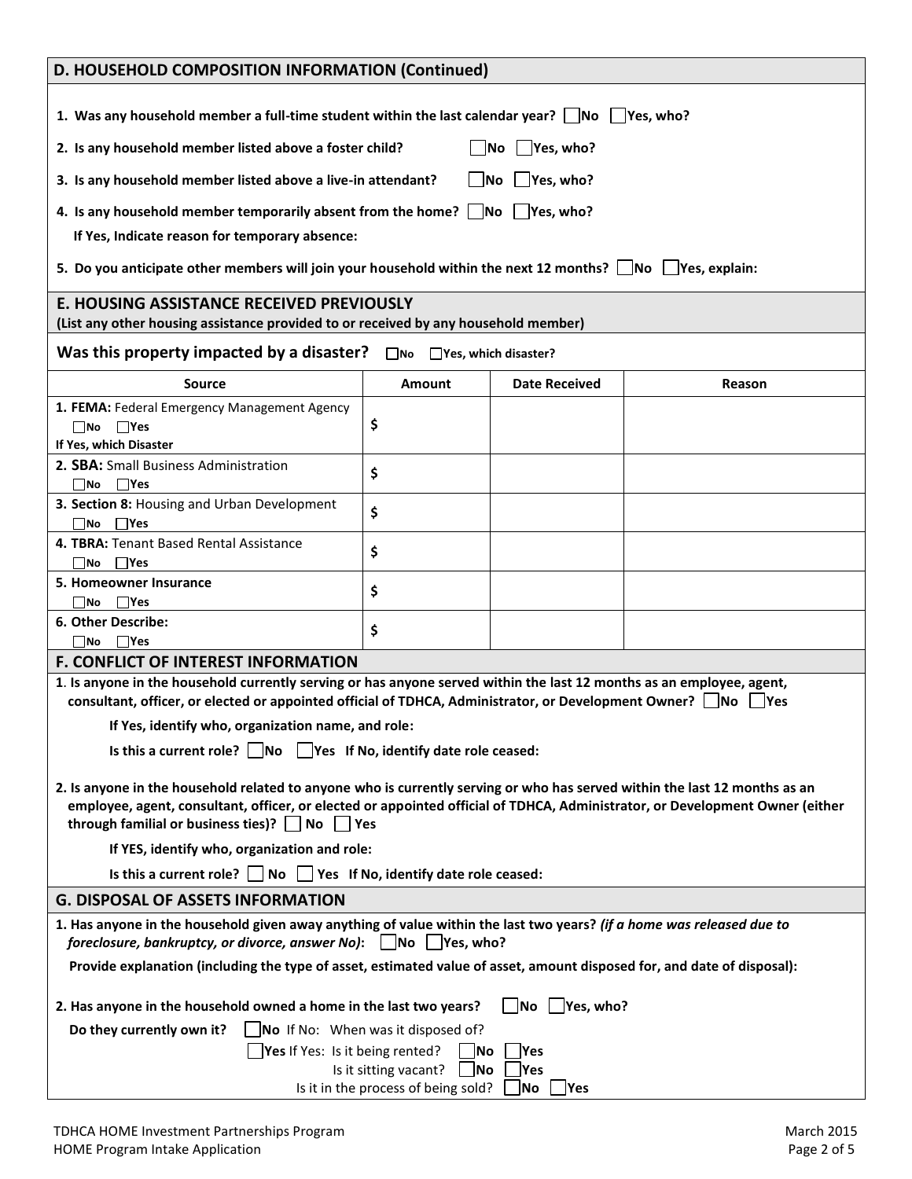## D. HOUSEHOLD COMPOSITION INFORMATION (Continued)

1. Was any household member a full-time student within the last calendar year? ☐ No ☐ Yes, who?

2. Is any household member listed above a foster child? ☐ No ☐ Yes, who?

3. Is any household member listed above a live-in attendant? ☐ No ☐ Yes, who?

4. Is any household member temporarily absent from the home? ☐ No ☐ Yes, who?

   If Yes, Indicate reason for temporary absence:

5. Do you anticipate other members will join your household within the next 12 months? ☐ No ☐ Yes, explain:

## E. HOUSING ASSISTANCE RECEIVED PREVIOUSLY

**(List any other housing assistance provided to or received by any household member)**

**Was this property impacted by a disaster?** ☐ No ☐ Yes, which disaster?

| Source | Amount | Date Received | Reason |
|---|---|---|---|
| **1. FEMA:** Federal Emergency Management Agency ☐ No ☐ Yes **If Yes, which Disaster** | $ | | |
| **2. SBA:** Small Business Administration ☐ No ☐ Yes | $ | | |
| **3. Section 8:** Housing and Urban Development ☐ No ☐ Yes | $ | | |
| **4. TBRA:** Tenant Based Rental Assistance ☐ No ☐ Yes | $ | | |
| **5. Homeowner Insurance** ☐ No ☐ Yes | $ | | |
| **6. Other Describe:** ☐ No ☐ Yes | $ | | |

## F. CONFLICT OF INTEREST INFORMATION

**1. Is anyone in the household currently serving or has anyone served within the last 12 months as an employee, agent, consultant, officer, or elected or appointed official of TDHCA, Administrator, or Development Owner?** ☐ No ☐ Yes

If Yes, identify who, organization name, and role:

Is this a current role? ☐ No ☐ Yes If No, identify date role ceased:

**2. Is anyone in the household related to anyone who is currently serving or who has served within the last 12 months as an employee, agent, consultant, officer, or elected or appointed official of TDHCA, Administrator, or Development Owner (either through familial or business ties)?** ☐ No ☐ Yes

If YES, identify who, organization and role:

Is this a current role? ☐ No ☐ Yes If No, identify date role ceased:

## G. DISPOSAL OF ASSETS INFORMATION

**1. Has anyone in the household given away anything of value within the last two years?** ***(if a home was released due to foreclosure, bankruptcy, or divorce, answer No)*****:** ☐ No ☐ Yes, who?

Provide explanation (including the type of asset, estimated value of asset, amount disposed for, and date of disposal):

**2. Has anyone in the household owned a home in the last two years?** ☐ No ☐ Yes, who?

**Do they currently own it?** ☐ **No** If No: When was it disposed of?

☐ **Yes** If Yes: Is it being rented? ☐ No ☐ Yes

Is it sitting vacant? ☐ No ☐ Yes

Is it in the process of being sold? ☐ No ☐ Yes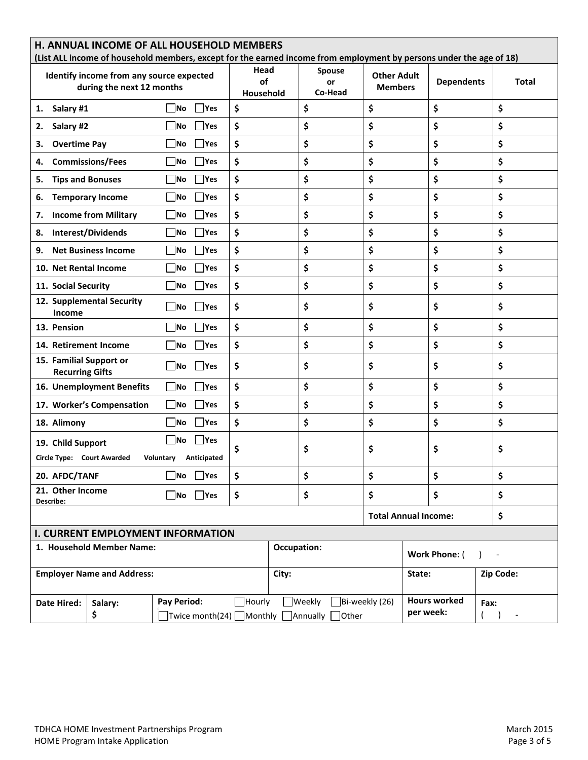## H. ANNUAL INCOME OF ALL HOUSEHOLD MEMBERS

**(List ALL income of household members, except for the earned income from employment by persons under the age of 18)**

| Identify income from any source expected during the next 12 months | | Head of Household | Spouse or Co-Head | Other Adult Members | Dependents | Total |
|---|---|---|---|---|---|---|
| 1. Salary #1 | ☐No ☐Yes | $ | $ | $ | $ | $ |
| 2. Salary #2 | ☐No ☐Yes | $ | $ | $ | $ | $ |
| 3. Overtime Pay | ☐No ☐Yes | $ | $ | $ | $ | $ |
| 4. Commissions/Fees | ☐No ☐Yes | $ | $ | $ | $ | $ |
| 5. Tips and Bonuses | ☐No ☐Yes | $ | $ | $ | $ | $ |
| 6. Temporary Income | ☐No ☐Yes | $ | $ | $ | $ | $ |
| 7. Income from Military | ☐No ☐Yes | $ | $ | $ | $ | $ |
| 8. Interest/Dividends | ☐No ☐Yes | $ | $ | $ | $ | $ |
| 9. Net Business Income | ☐No ☐Yes | $ | $ | $ | $ | $ |
| 10. Net Rental Income | ☐No ☐Yes | $ | $ | $ | $ | $ |
| 11. Social Security | ☐No ☐Yes | $ | $ | $ | $ | $ |
| 12. Supplemental Security Income | ☐No ☐Yes | $ | $ | $ | $ | $ |
| 13. Pension | ☐No ☐Yes | $ | $ | $ | $ | $ |
| 14. Retirement Income | ☐No ☐Yes | $ | $ | $ | $ | $ |
| 15. Familial Support or Recurring Gifts | ☐No ☐Yes | $ | $ | $ | $ | $ |
| 16. Unemployment Benefits | ☐No ☐Yes | $ | $ | $ | $ | $ |
| 17. Worker's Compensation | ☐No ☐Yes | $ | $ | $ | $ | $ |
| 18. Alimony | ☐No ☐Yes | $ | $ | $ | $ | $ |
| 19. Child Support<br>Circle Type: Court Awarded Voluntary Anticipated | ☐No ☐Yes | $ | $ | $ | $ | $ |
| 20. AFDC/TANF | ☐No ☐Yes | $ | $ | $ | $ | $ |
| 21. Other Income<br>Describe: | ☐No ☐Yes | $ | $ | $ | $ | $ |
| | | | | **Total Annual Income:** | | $ |

## I. CURRENT EMPLOYMENT INFORMATION

| | | | | | |
|---|---|---|---|---|---|
| **1. Household Member Name:** | | | **Occupation:** | **Work Phone:** ( ) - | |
| **Employer Name and Address:** | | | **City:** | **State:** | **Zip Code:** |
| **Date Hired:** | **Salary:** $ | **Pay Period:** ☐Hourly ☐Weekly ☐Bi-weekly (26) ☐Twice month(24) ☐Monthly ☐Annually ☐Other | | **Hours worked per week:** | **Fax:** ( ) - |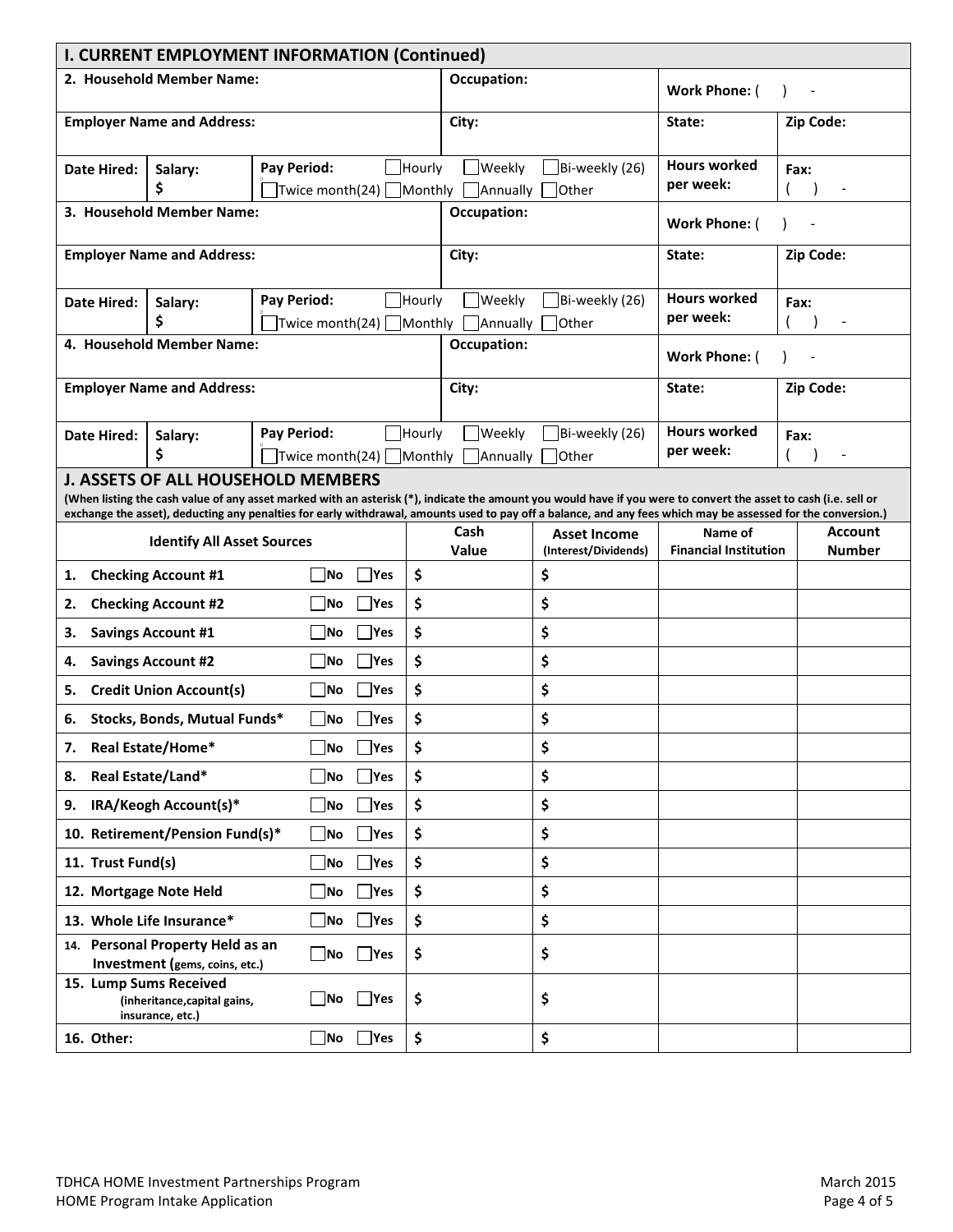## I. CURRENT EMPLOYMENT INFORMATION (Continued)

| | | | | |
|---|---|---|---|---|
| **2. Household Member Name:** | | **Occupation:** | **Work Phone:** (   )   - | |
| **Employer Name and Address:** | | **City:** | **State:** | **Zip Code:** |
| **Date Hired:** | **Salary:** $ | **Pay Period:** ☐Hourly ☐Weekly ☐Bi-weekly (26) ☐Twice month(24) ☐Monthly ☐Annually ☐Other | **Hours worked per week:** | **Fax:** (   )   - |
| **3. Household Member Name:** | | **Occupation:** | **Work Phone:** (   )   - | |
| **Employer Name and Address:** | | **City:** | **State:** | **Zip Code:** |
| **Date Hired:** | **Salary:** $ | **Pay Period:** ☐Hourly ☐Weekly ☐Bi-weekly (26) ☐Twice month(24) ☐Monthly ☐Annually ☐Other | **Hours worked per week:** | **Fax:** (   )   - |
| **4. Household Member Name:** | | **Occupation:** | **Work Phone:** (   )   - | |
| **Employer Name and Address:** | | **City:** | **State:** | **Zip Code:** |
| **Date Hired:** | **Salary:** $ | **Pay Period:** ☐Hourly ☐Weekly ☐Bi-weekly (26) ☐Twice month(24) ☐Monthly ☐Annually ☐Other | **Hours worked per week:** | **Fax:** (   )   - |

## J. ASSETS OF ALL HOUSEHOLD MEMBERS

**(When listing the cash value of any asset marked with an asterisk (*), indicate the amount you would have if you were to convert the asset to cash (i.e. sell or exchange the asset), deducting any penalties for early withdrawal, amounts used to pay off a balance, and any fees which may be assessed for the conversion.)**

| Identify All Asset Sources | | Cash Value | Asset Income (Interest/Dividends) | Name of Financial Institution | Account Number |
|---|---|---|---|---|---|
| 1. Checking Account #1 | ☐No ☐Yes | $ | $ | | |
| 2. Checking Account #2 | ☐No ☐Yes | $ | $ | | |
| 3. Savings Account #1 | ☐No ☐Yes | $ | $ | | |
| 4. Savings Account #2 | ☐No ☐Yes | $ | $ | | |
| 5. Credit Union Account(s) | ☐No ☐Yes | $ | $ | | |
| 6. Stocks, Bonds, Mutual Funds* | ☐No ☐Yes | $ | $ | | |
| 7. Real Estate/Home* | ☐No ☐Yes | $ | $ | | |
| 8. Real Estate/Land* | ☐No ☐Yes | $ | $ | | |
| 9. IRA/Keogh Account(s)* | ☐No ☐Yes | $ | $ | | |
| 10. Retirement/Pension Fund(s)* | ☐No ☐Yes | $ | $ | | |
| 11. Trust Fund(s) | ☐No ☐Yes | $ | $ | | |
| 12. Mortgage Note Held | ☐No ☐Yes | $ | $ | | |
| 13. Whole Life Insurance* | ☐No ☐Yes | $ | $ | | |
| 14. Personal Property Held as an Investment (gems, coins, etc.) | ☐No ☐Yes | $ | $ | | |
| 15. Lump Sums Received (inheritance,capital gains, insurance, etc.) | ☐No ☐Yes | $ | $ | | |
| 16. Other: | ☐No ☐Yes | $ | $ | | |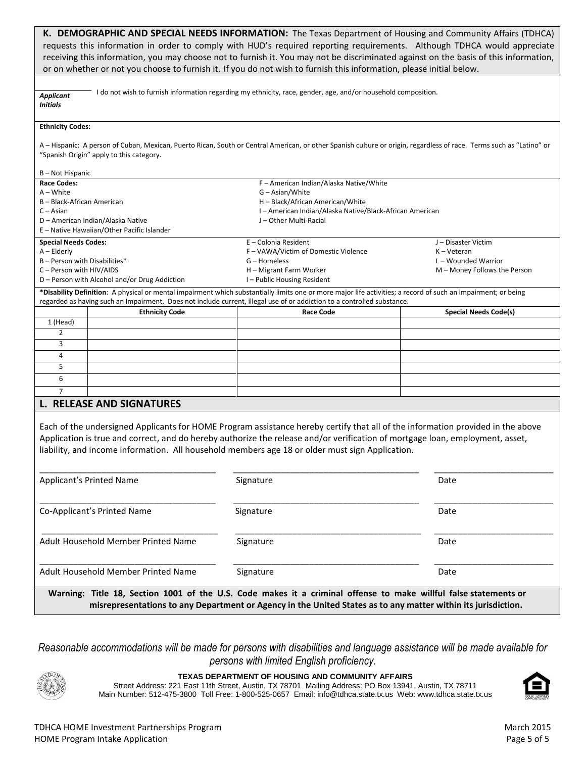## K. DEMOGRAPHIC AND SPECIAL NEEDS INFORMATION:

The Texas Department of Housing and Community Affairs (TDHCA) requests this information in order to comply with HUD's required reporting requirements. Although TDHCA would appreciate receiving this information, you may choose not to furnish it. You may not be discriminated against on the basis of this information, or on whether or not you choose to furnish it. If you do not wish to furnish this information, please initial below.

_______________ I do not wish to furnish information regarding my ethnicity, race, gender, age, and/or household composition.
***Applicant Initials***

**Ethnicity Codes:**

A – Hispanic: A person of Cuban, Mexican, Puerto Rican, South or Central American, or other Spanish culture or origin, regardless of race. Terms such as "Latino" or "Spanish Origin" apply to this category.

B – Not Hispanic

**Race Codes:**
A – White
B – Black-African American
C – Asian
D – American Indian/Alaska Native
E – Native Hawaiian/Other Pacific Islander
F – American Indian/Alaska Native/White
G – Asian/White
H – Black/African American/White
I – American Indian/Alaska Native/Black-African American
J – Other Multi-Racial

**Special Needs Codes:**
A – Elderly
B – Person with Disabilities*
C – Person with HIV/AIDS
D – Person with Alcohol and/or Drug Addiction
E – Colonia Resident
F – VAWA/Victim of Domestic Violence
G – Homeless
H – Migrant Farm Worker
I – Public Housing Resident
J – Disaster Victim
K – Veteran
L – Wounded Warrior
M – Money Follows the Person

***Disability Definition**: A physical or mental impairment which substantially limits one or more major life activities; a record of such an impairment; or being regarded as having such an Impairment. Does not include current, illegal use of or addiction to a controlled substance.

| | Ethnicity Code | Race Code | Special Needs Code(s) |
|---|---|---|---|
| 1 (Head) | | | |
| 2 | | | |
| 3 | | | |
| 4 | | | |
| 5 | | | |
| 6 | | | |
| 7 | | | |

## L. RELEASE AND SIGNATURES

Each of the undersigned Applicants for HOME Program assistance hereby certify that all of the information provided in the above Application is true and correct, and do hereby authorize the release and/or verification of mortgage loan, employment, asset, liability, and income information. All household members age 18 or older must sign Application.

| | | |
|---|---|---|
| ______________________________ | ______________________________ | ____________________ |
| Applicant's Printed Name | Signature | Date |
| ______________________________ | ______________________________ | ____________________ |
| Co-Applicant's Printed Name | Signature | Date |
| ______________________________ | ______________________________ | ____________________ |
| Adult Household Member Printed Name | Signature | Date |
| ______________________________ | ______________________________ | ____________________ |
| Adult Household Member Printed Name | Signature | Date |

**Warning: Title 18, Section 1001 of the U.S. Code makes it a criminal offense to make willful false statements or misrepresentations to any Department or Agency in the United States as to any matter within its jurisdiction.**

*Reasonable accommodations will be made for persons with disabilities and language assistance will be made available for persons with limited English proficiency.*

**TEXAS DEPARTMENT OF HOUSING AND COMMUNITY AFFAIRS**
Street Address: 221 East 11th Street, Austin, TX 78701 Mailing Address: PO Box 13941, Austin, TX 78711
Main Number: 512-475-3800 Toll Free: 1-800-525-0657 Email: info@tdhca.state.tx.us Web: www.tdhca.state.tx.us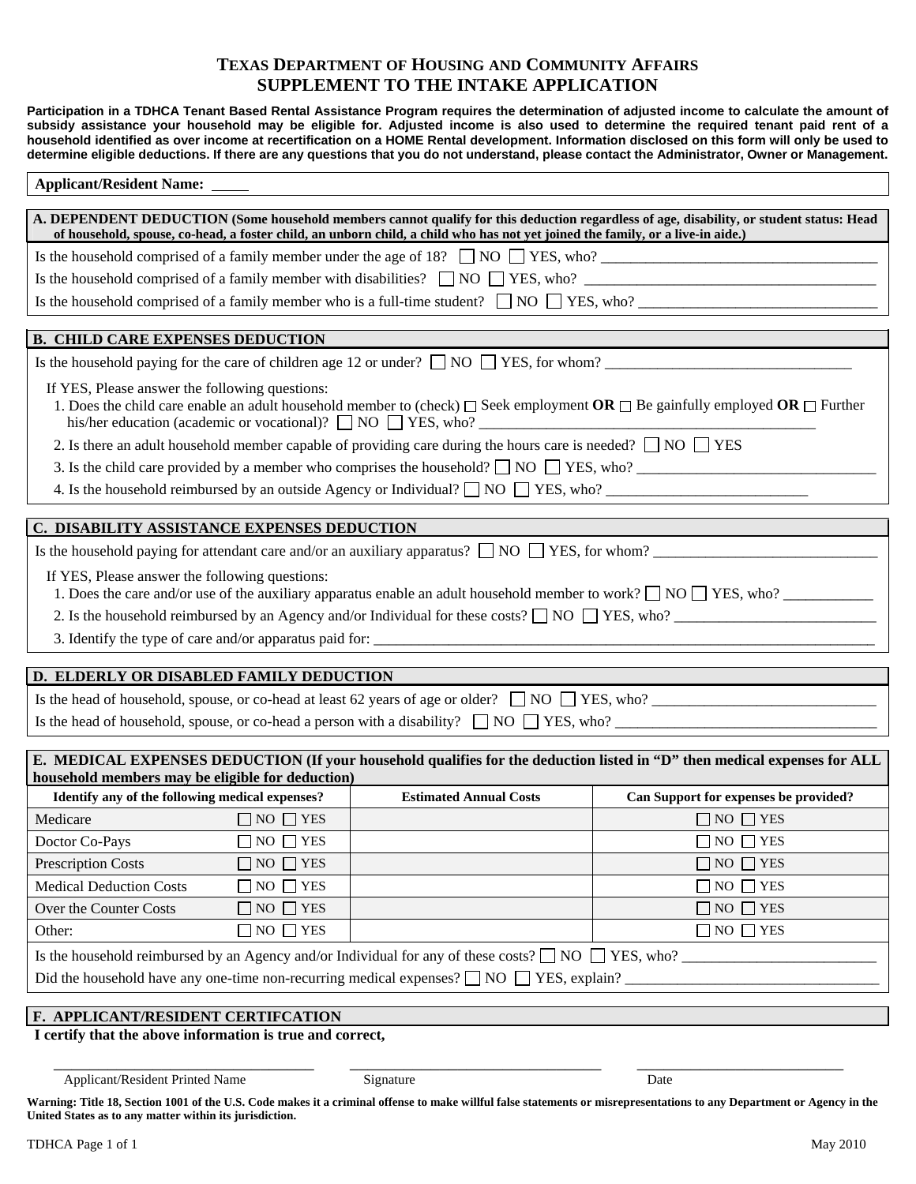# TEXAS DEPARTMENT OF HOUSING AND COMMUNITY AFFAIRS
## SUPPLEMENT TO THE INTAKE APPLICATION

**Participation in a TDHCA Tenant Based Rental Assistance Program requires the determination of adjusted income to calculate the amount of subsidy assistance your household may be eligible for. Adjusted income is also used to determine the required tenant paid rent of a household identified as over income at recertification on a HOME Rental development. Information disclosed on this form will only be used to determine eligible deductions. If there are any questions that you do not understand, please contact the Administrator, Owner or Management.**

**Applicant/Resident Name:** _____

### A. DEPENDENT DEDUCTION (Some household members cannot qualify for this deduction regardless of age, disability, or student status: Head of household, spouse, co-head, a foster child, an unborn child, a child who has not yet joined the family, or a live-in aide.)

Is the household comprised of a family member under the age of 18? ☐ NO ☐ YES, who? ____________________

Is the household comprised of a family member with disabilities? ☐ NO ☐ YES, who? ____________________

Is the household comprised of a family member who is a full-time student? ☐ NO ☐ YES, who? ____________________

### B. CHILD CARE EXPENSES DEDUCTION

Is the household paying for the care of children age 12 or under? ☐ NO ☐ YES, for whom? ____________________

If YES, Please answer the following questions:

1. Does the child care enable an adult household member to (check) ☐ Seek employment **OR** ☐ Be gainfully employed **OR** ☐ Further his/her education (academic or vocational)? ☐ NO ☐ YES, who? ____________________
2. Is there an adult household member capable of providing care during the hours care is needed? ☐ NO ☐ YES
3. Is the child care provided by a member who comprises the household? ☐ NO ☐ YES, who? ____________________
4. Is the household reimbursed by an outside Agency or Individual? ☐ NO ☐ YES, who? ____________________

### C. DISABILITY ASSISTANCE EXPENSES DEDUCTION

Is the household paying for attendant care and/or an auxiliary apparatus? ☐ NO ☐ YES, for whom? ____________________

If YES, Please answer the following questions:

1. Does the care and/or use of the auxiliary apparatus enable an adult household member to work? ☐ NO ☐ YES, who? ____________
2. Is the household reimbursed by an Agency and/or Individual for these costs? ☐ NO ☐ YES, who? ____________________
3. Identify the type of care and/or apparatus paid for: ____________________

### D. ELDERLY OR DISABLED FAMILY DEDUCTION

Is the head of household, spouse, or co-head at least 62 years of age or older? ☐ NO ☐ YES, who? ____________________

Is the head of household, spouse, or co-head a person with a disability? ☐ NO ☐ YES, who? ____________________

### E. MEDICAL EXPENSES DEDUCTION (If your household qualifies for the deduction listed in "D" then medical expenses for ALL household members may be eligible for deduction)

| Identify any of the following medical expenses? | | Estimated Annual Costs | Can Support for expenses be provided? |
|---|---|---|---|
| Medicare | ☐ NO ☐ YES | | ☐ NO ☐ YES |
| Doctor Co-Pays | ☐ NO ☐ YES | | ☐ NO ☐ YES |
| Prescription Costs | ☐ NO ☐ YES | | ☐ NO ☐ YES |
| Medical Deduction Costs | ☐ NO ☐ YES | | ☐ NO ☐ YES |
| Over the Counter Costs | ☐ NO ☐ YES | | ☐ NO ☐ YES |
| Other: | ☐ NO ☐ YES | | ☐ NO ☐ YES |

Is the household reimbursed by an Agency and/or Individual for any of these costs? ☐ NO ☐ YES, who? ____________________

Did the household have any one-time non-recurring medical expenses? ☐ NO ☐ YES, explain? ____________________

### F. APPLICANT/RESIDENT CERTIFCATION

**I certify that the above information is true and correct,**

| ____________________ | ____________________ | ____________________ |
|---|---|---|
| Applicant/Resident Printed Name | Signature | Date |

**Warning: Title 18, Section 1001 of the U.S. Code makes it a criminal offense to make willful false statements or misrepresentations to any Department or Agency in the United States as to any matter within its jurisdiction.**

TDHCA Page 1 of 1 May 2010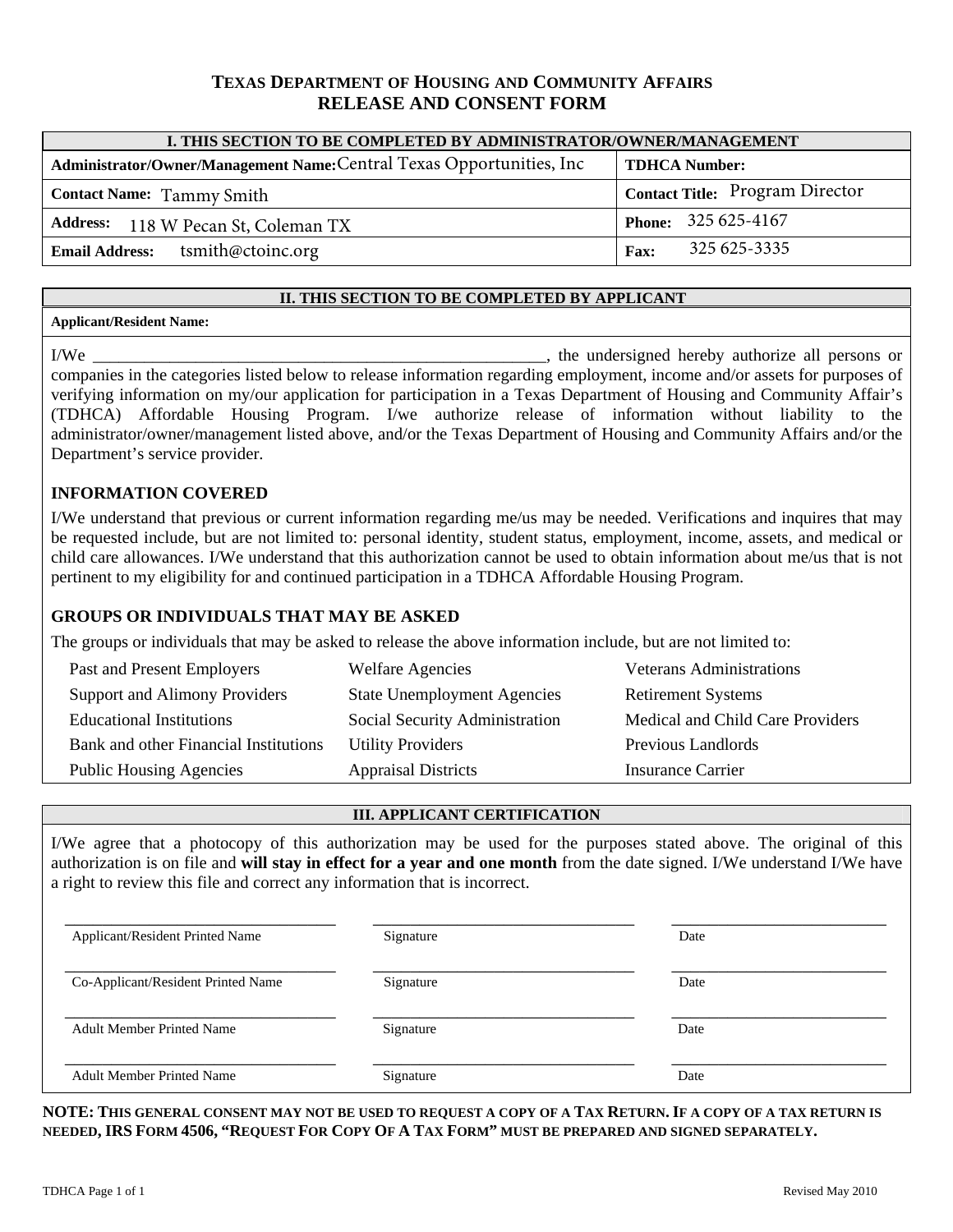# TEXAS DEPARTMENT OF HOUSING AND COMMUNITY AFFAIRS
## RELEASE AND CONSENT FORM

| I. THIS SECTION TO BE COMPLETED BY ADMINISTRATOR/OWNER/MANAGEMENT | |
|---|---|
| **Administrator/Owner/Management Name:** Central Texas Opportunities, Inc | **TDHCA Number:** |
| **Contact Name:** Tammy Smith | **Contact Title:** Program Director |
| **Address:** 118 W Pecan St, Coleman TX | **Phone:** 325 625-4167 |
| **Email Address:** tsmith@ctoinc.org | **Fax:** 325 625-3335 |

**II. THIS SECTION TO BE COMPLETED BY APPLICANT**

**Applicant/Resident Name:**

I/We ________________________________________________________, the undersigned hereby authorize all persons or companies in the categories listed below to release information regarding employment, income and/or assets for purposes of verifying information on my/our application for participation in a Texas Department of Housing and Community Affair's (TDHCA) Affordable Housing Program. I/we authorize release of information without liability to the administrator/owner/management listed above, and/or the Texas Department of Housing and Community Affairs and/or the Department's service provider.

### INFORMATION COVERED

I/We understand that previous or current information regarding me/us may be needed. Verifications and inquires that may be requested include, but are not limited to: personal identity, student status, employment, income, assets, and medical or child care allowances. I/We understand that this authorization cannot be used to obtain information about me/us that is not pertinent to my eligibility for and continued participation in a TDHCA Affordable Housing Program.

### GROUPS OR INDIVIDUALS THAT MAY BE ASKED

The groups or individuals that may be asked to release the above information include, but are not limited to:

| | | |
|---|---|---|
| Past and Present Employers | Welfare Agencies | Veterans Administrations |
| Support and Alimony Providers | State Unemployment Agencies | Retirement Systems |
| Educational Institutions | Social Security Administration | Medical and Child Care Providers |
| Bank and other Financial Institutions | Utility Providers | Previous Landlords |
| Public Housing Agencies | Appraisal Districts | Insurance Carrier |

**III. APPLICANT CERTIFICATION**

I/We agree that a photocopy of this authorization may be used for the purposes stated above. The original of this authorization is on file and **will stay in effect for a year and one month** from the date signed. I/We understand I/We have a right to review this file and correct any information that is incorrect.

| | | |
|---|---|---|
| ______________________ | ______________________ | ______________________ |
| Applicant/Resident Printed Name | Signature | Date |
| ______________________ | ______________________ | ______________________ |
| Co-Applicant/Resident Printed Name | Signature | Date |
| ______________________ | ______________________ | ______________________ |
| Adult Member Printed Name | Signature | Date |
| ______________________ | ______________________ | ______________________ |
| Adult Member Printed Name | Signature | Date |

**NOTE: THIS GENERAL CONSENT MAY NOT BE USED TO REQUEST A COPY OF A TAX RETURN. IF A COPY OF A TAX RETURN IS NEEDED, IRS FORM 4506, "REQUEST FOR COPY OF A TAX FORM" MUST BE PREPARED AND SIGNED SEPARATELY.**

Revised May 2010